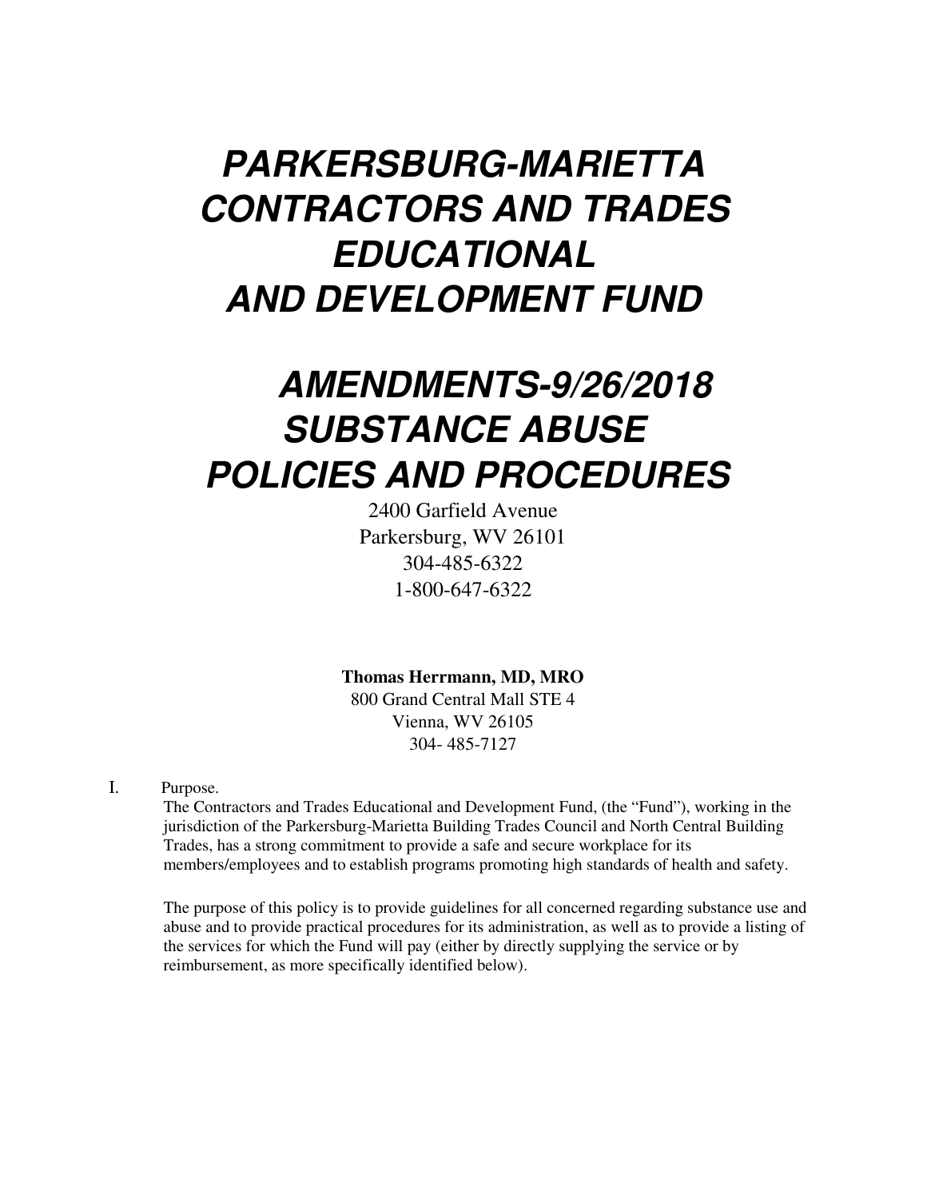# *PARKERSBURG-MARIETTA CONTRACTORS AND TRADES EDUCATIONAL AND DEVELOPMENT FUND*

# *AMENDMENTS-9/26/2018 SUBSTANCE ABUSE POLICIES AND PROCEDURES*

2400 Garfield Avenue
Parkersburg, WV 26101
304-485-6322
1-800-647-6322

**Thomas Herrmann, MD, MRO**
800 Grand Central Mall STE 4
Vienna, WV 26105
304- 485-7127

I. Purpose.

The Contractors and Trades Educational and Development Fund, (the "Fund"), working in the jurisdiction of the Parkersburg-Marietta Building Trades Council and North Central Building Trades, has a strong commitment to provide a safe and secure workplace for its members/employees and to establish programs promoting high standards of health and safety.

The purpose of this policy is to provide guidelines for all concerned regarding substance use and abuse and to provide practical procedures for its administration, as well as to provide a listing of the services for which the Fund will pay (either by directly supplying the service or by reimbursement, as more specifically identified below).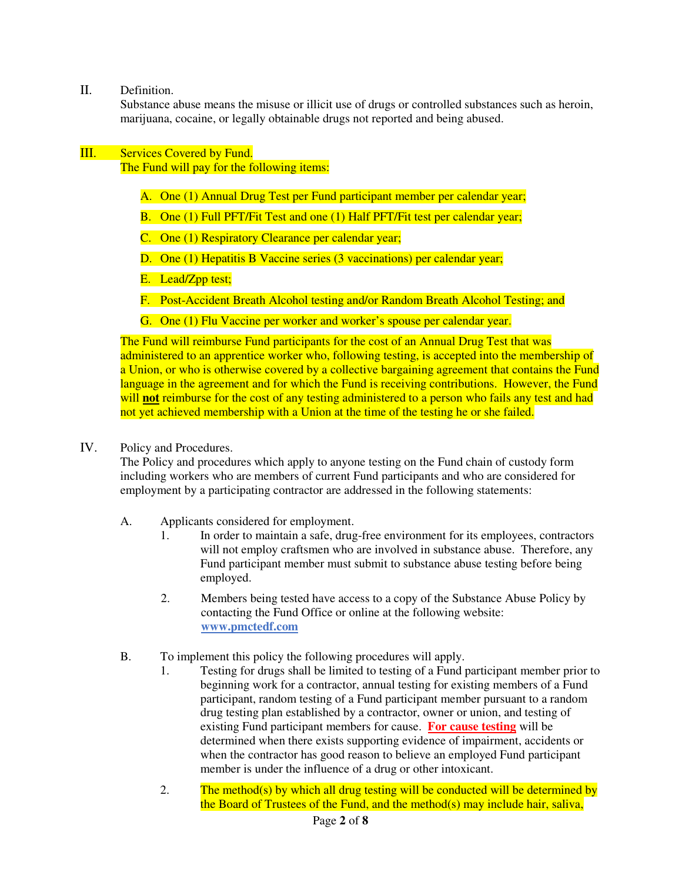## II. Definition.

Substance abuse means the misuse or illicit use of drugs or controlled substances such as heroin, marijuana, cocaine, or legally obtainable drugs not reported and being abused.

## III. Services Covered by Fund.

The Fund will pay for the following items:

A. One (1) Annual Drug Test per Fund participant member per calendar year;

B. One (1) Full PFT/Fit Test and one (1) Half PFT/Fit test per calendar year;

C. One (1) Respiratory Clearance per calendar year;

D. One (1) Hepatitis B Vaccine series (3 vaccinations) per calendar year;

E. Lead/Zpp test;

F. Post-Accident Breath Alcohol testing and/or Random Breath Alcohol Testing; and

G. One (1) Flu Vaccine per worker and worker's spouse per calendar year.

The Fund will reimburse Fund participants for the cost of an Annual Drug Test that was administered to an apprentice worker who, following testing, is accepted into the membership of a Union, or who is otherwise covered by a collective bargaining agreement that contains the Fund language in the agreement and for which the Fund is receiving contributions. However, the Fund will **not** reimburse for the cost of any testing administered to a person who fails any test and had not yet achieved membership with a Union at the time of the testing he or she failed.

## IV. Policy and Procedures.

The Policy and procedures which apply to anyone testing on the Fund chain of custody form including workers who are members of current Fund participants and who are considered for employment by a participating contractor are addressed in the following statements:

A. Applicants considered for employment.

1. In order to maintain a safe, drug-free environment for its employees, contractors will not employ craftsmen who are involved in substance abuse. Therefore, any Fund participant member must submit to substance abuse testing before being employed.

2. Members being tested have access to a copy of the Substance Abuse Policy by contacting the Fund Office or online at the following website: **www.pmctedf.com**

B. To implement this policy the following procedures will apply.

1. Testing for drugs shall be limited to testing of a Fund participant member prior to beginning work for a contractor, annual testing for existing members of a Fund participant, random testing of a Fund participant member pursuant to a random drug testing plan established by a contractor, owner or union, and testing of existing Fund participant members for cause. **For cause testing** will be determined when there exists supporting evidence of impairment, accidents or when the contractor has good reason to believe an employed Fund participant member is under the influence of a drug or other intoxicant.

2. The method(s) by which all drug testing will be conducted will be determined by the Board of Trustees of the Fund, and the method(s) may include hair, saliva,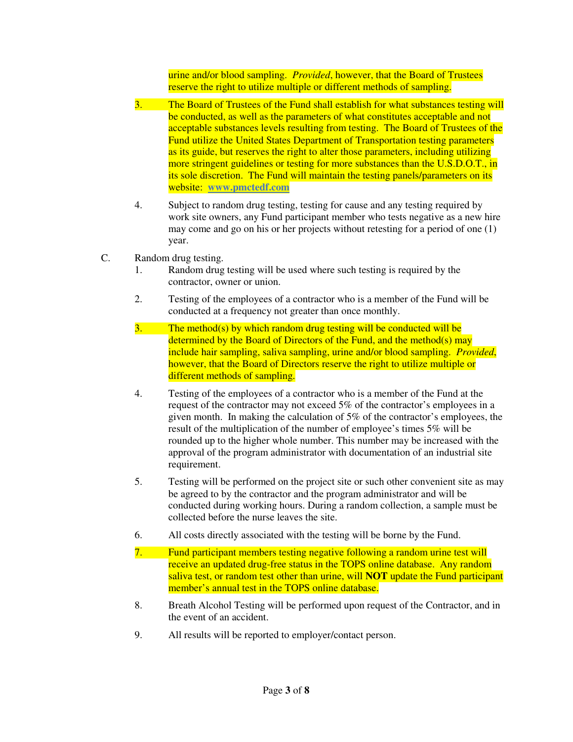urine and/or blood sampling. *Provided*, however, that the Board of Trustees reserve the right to utilize multiple or different methods of sampling.

3. The Board of Trustees of the Fund shall establish for what substances testing will be conducted, as well as the parameters of what constitutes acceptable and not acceptable substances levels resulting from testing. The Board of Trustees of the Fund utilize the United States Department of Transportation testing parameters as its guide, but reserves the right to alter those parameters, including utilizing more stringent guidelines or testing for more substances than the U.S.D.O.T., in its sole discretion. The Fund will maintain the testing panels/parameters on its website: **www.pmctedf.com**

4. Subject to random drug testing, testing for cause and any testing required by work site owners, any Fund participant member who tests negative as a new hire may come and go on his or her projects without retesting for a period of one (1) year.

C. Random drug testing.

1. Random drug testing will be used where such testing is required by the contractor, owner or union.

2. Testing of the employees of a contractor who is a member of the Fund will be conducted at a frequency not greater than once monthly.

3. The method(s) by which random drug testing will be conducted will be determined by the Board of Directors of the Fund, and the method(s) may include hair sampling, saliva sampling, urine and/or blood sampling. *Provided*, however, that the Board of Directors reserve the right to utilize multiple or different methods of sampling.

4. Testing of the employees of a contractor who is a member of the Fund at the request of the contractor may not exceed 5% of the contractor's employees in a given month. In making the calculation of 5% of the contractor's employees, the result of the multiplication of the number of employee's times 5% will be rounded up to the higher whole number. This number may be increased with the approval of the program administrator with documentation of an industrial site requirement.

5. Testing will be performed on the project site or such other convenient site as may be agreed to by the contractor and the program administrator and will be conducted during working hours. During a random collection, a sample must be collected before the nurse leaves the site.

6. All costs directly associated with the testing will be borne by the Fund.

7. Fund participant members testing negative following a random urine test will receive an updated drug-free status in the TOPS online database. Any random saliva test, or random test other than urine, will **NOT** update the Fund participant member's annual test in the TOPS online database.

8. Breath Alcohol Testing will be performed upon request of the Contractor, and in the event of an accident.

9. All results will be reported to employer/contact person.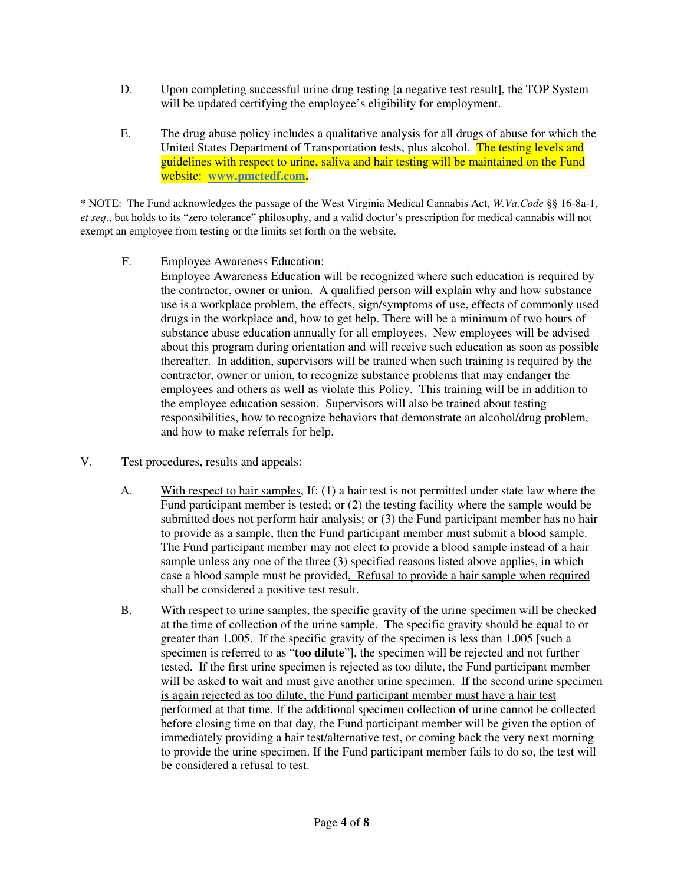D. Upon completing successful urine drug testing [a negative test result], the TOP System will be updated certifying the employee's eligibility for employment.

E. The drug abuse policy includes a qualitative analysis for all drugs of abuse for which the United States Department of Transportation tests, plus alcohol. The testing levels and guidelines with respect to urine, saliva and hair testing will be maintained on the Fund website: **www.pmctedf.com.**

* NOTE: The Fund acknowledges the passage of the West Virginia Medical Cannabis Act, *W.Va.Code* §§ 16-8a-1, *et seq*., but holds to its "zero tolerance" philosophy, and a valid doctor's prescription for medical cannabis will not exempt an employee from testing or the limits set forth on the website.

F. Employee Awareness Education:
Employee Awareness Education will be recognized where such education is required by the contractor, owner or union. A qualified person will explain why and how substance use is a workplace problem, the effects, sign/symptoms of use, effects of commonly used drugs in the workplace and, how to get help. There will be a minimum of two hours of substance abuse education annually for all employees. New employees will be advised about this program during orientation and will receive such education as soon as possible thereafter. In addition, supervisors will be trained when such training is required by the contractor, owner or union, to recognize substance problems that may endanger the employees and others as well as violate this Policy. This training will be in addition to the employee education session. Supervisors will also be trained about testing responsibilities, how to recognize behaviors that demonstrate an alcohol/drug problem, and how to make referrals for help.

V. Test procedures, results and appeals:

A. With respect to hair samples, If: (1) a hair test is not permitted under state law where the Fund participant member is tested; or (2) the testing facility where the sample would be submitted does not perform hair analysis; or (3) the Fund participant member has no hair to provide as a sample, then the Fund participant member must submit a blood sample. The Fund participant member may not elect to provide a blood sample instead of a hair sample unless any one of the three (3) specified reasons listed above applies, in which case a blood sample must be provided. Refusal to provide a hair sample when required shall be considered a positive test result.

B. With respect to urine samples, the specific gravity of the urine specimen will be checked at the time of collection of the urine sample. The specific gravity should be equal to or greater than 1.005. If the specific gravity of the specimen is less than 1.005 [such a specimen is referred to as "**too dilute**"], the specimen will be rejected and not further tested. If the first urine specimen is rejected as too dilute, the Fund participant member will be asked to wait and must give another urine specimen. If the second urine specimen is again rejected as too dilute, the Fund participant member must have a hair test performed at that time. If the additional specimen collection of urine cannot be collected before closing time on that day, the Fund participant member will be given the option of immediately providing a hair test/alternative test, or coming back the very next morning to provide the urine specimen. If the Fund participant member fails to do so, the test will be considered a refusal to test.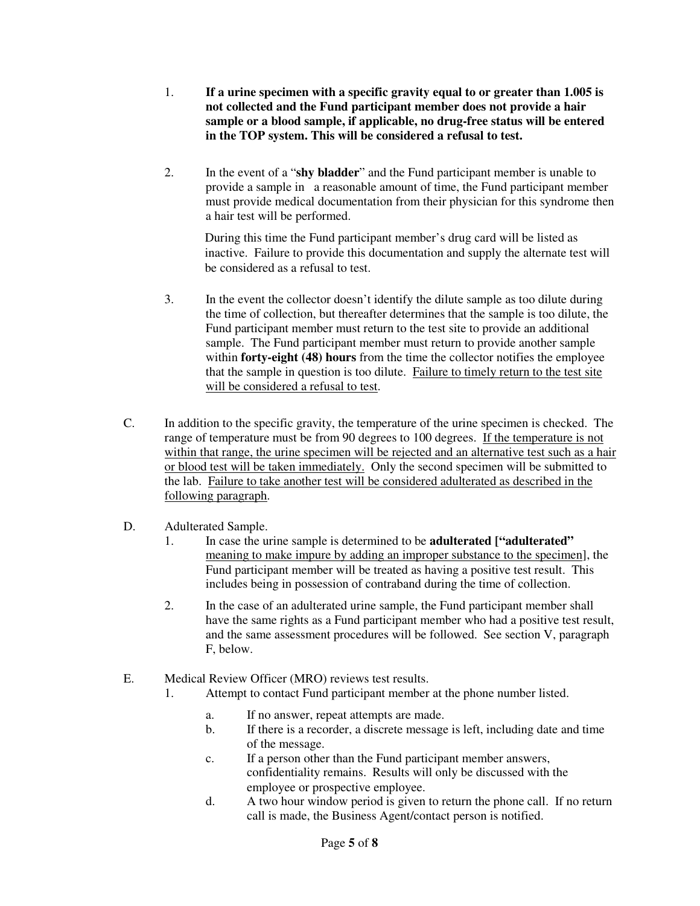1. **If a urine specimen with a specific gravity equal to or greater than 1.005 is not collected and the Fund participant member does not provide a hair sample or a blood sample, if applicable, no drug-free status will be entered in the TOP system. This will be considered a refusal to test.**

2. In the event of a "**shy bladder**" and the Fund participant member is unable to provide a sample in a reasonable amount of time, the Fund participant member must provide medical documentation from their physician for this syndrome then a hair test will be performed.

   During this time the Fund participant member's drug card will be listed as inactive. Failure to provide this documentation and supply the alternate test will be considered as a refusal to test.

3. In the event the collector doesn't identify the dilute sample as too dilute during the time of collection, but thereafter determines that the sample is too dilute, the Fund participant member must return to the test site to provide an additional sample. The Fund participant member must return to provide another sample within **forty-eight (48) hours** from the time the collector notifies the employee that the sample in question is too dilute. <u>Failure to timely return to the test site will be considered a refusal to test</u>.

C. In addition to the specific gravity, the temperature of the urine specimen is checked. The range of temperature must be from 90 degrees to 100 degrees. <u>If the temperature is not within that range, the urine specimen will be rejected and an alternative test such as a hair or blood test will be taken immediately.</u> Only the second specimen will be submitted to the lab. <u>Failure to take another test will be considered adulterated as described in the following paragraph</u>.

D. Adulterated Sample.

1. In case the urine sample is determined to be **adulterated ["adulterated"** <u>meaning to make impure by adding an improper substance to the specimen</u>], the Fund participant member will be treated as having a positive test result. This includes being in possession of contraband during the time of collection.

2. In the case of an adulterated urine sample, the Fund participant member shall have the same rights as a Fund participant member who had a positive test result, and the same assessment procedures will be followed. See section V, paragraph F, below.

E. Medical Review Officer (MRO) reviews test results.

1. Attempt to contact Fund participant member at the phone number listed.

   a. If no answer, repeat attempts are made.

   b. If there is a recorder, a discrete message is left, including date and time of the message.

   c. If a person other than the Fund participant member answers, confidentiality remains. Results will only be discussed with the employee or prospective employee.

   d. A two hour window period is given to return the phone call. If no return call is made, the Business Agent/contact person is notified.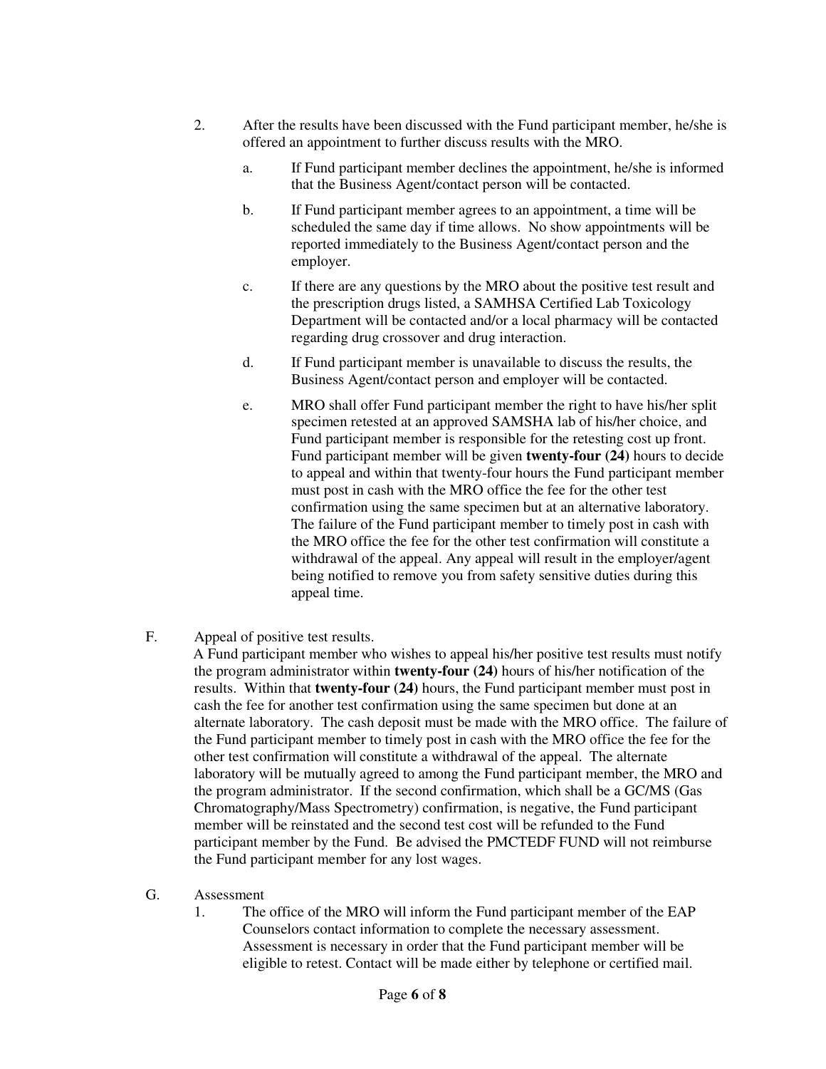2. After the results have been discussed with the Fund participant member, he/she is offered an appointment to further discuss results with the MRO.

   a. If Fund participant member declines the appointment, he/she is informed that the Business Agent/contact person will be contacted.

   b. If Fund participant member agrees to an appointment, a time will be scheduled the same day if time allows. No show appointments will be reported immediately to the Business Agent/contact person and the employer.

   c. If there are any questions by the MRO about the positive test result and the prescription drugs listed, a SAMHSA Certified Lab Toxicology Department will be contacted and/or a local pharmacy will be contacted regarding drug crossover and drug interaction.

   d. If Fund participant member is unavailable to discuss the results, the Business Agent/contact person and employer will be contacted.

   e. MRO shall offer Fund participant member the right to have his/her split specimen retested at an approved SAMSHA lab of his/her choice, and Fund participant member is responsible for the retesting cost up front. Fund participant member will be given **twenty-four (24)** hours to decide to appeal and within that twenty-four hours the Fund participant member must post in cash with the MRO office the fee for the other test confirmation using the same specimen but at an alternative laboratory. The failure of the Fund participant member to timely post in cash with the MRO office the fee for the other test confirmation will constitute a withdrawal of the appeal. Any appeal will result in the employer/agent being notified to remove you from safety sensitive duties during this appeal time.

F. Appeal of positive test results.

A Fund participant member who wishes to appeal his/her positive test results must notify the program administrator within **twenty-four (24)** hours of his/her notification of the results. Within that **twenty-four (24)** hours, the Fund participant member must post in cash the fee for another test confirmation using the same specimen but done at an alternate laboratory. The cash deposit must be made with the MRO office. The failure of the Fund participant member to timely post in cash with the MRO office the fee for the other test confirmation will constitute a withdrawal of the appeal. The alternate laboratory will be mutually agreed to among the Fund participant member, the MRO and the program administrator. If the second confirmation, which shall be a GC/MS (Gas Chromatography/Mass Spectrometry) confirmation, is negative, the Fund participant member will be reinstated and the second test cost will be refunded to the Fund participant member by the Fund. Be advised the PMCTEDF FUND will not reimburse the Fund participant member for any lost wages.

G. Assessment

1. The office of the MRO will inform the Fund participant member of the EAP Counselors contact information to complete the necessary assessment. Assessment is necessary in order that the Fund participant member will be eligible to retest. Contact will be made either by telephone or certified mail.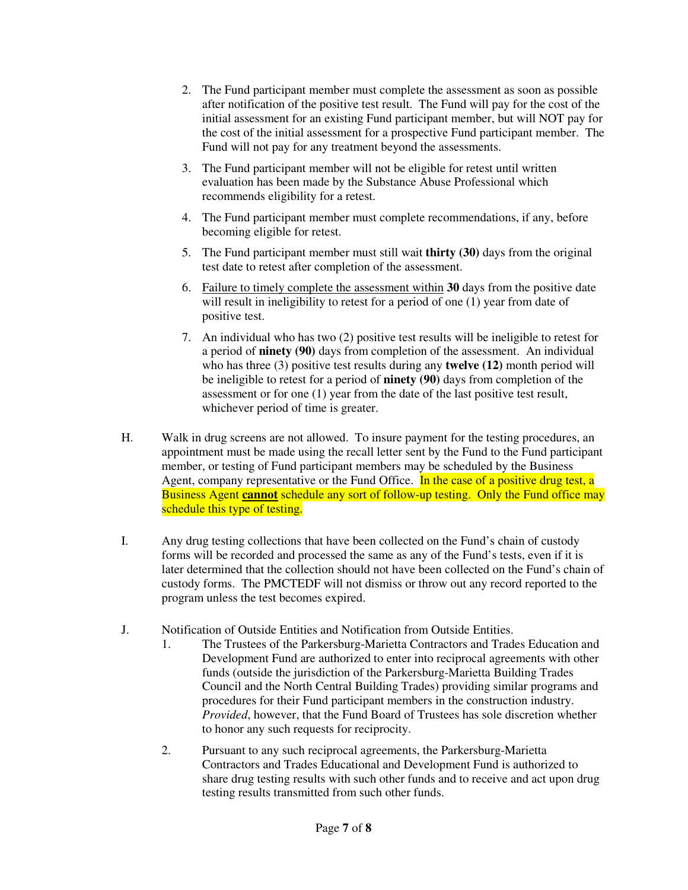2. The Fund participant member must complete the assessment as soon as possible after notification of the positive test result. The Fund will pay for the cost of the initial assessment for an existing Fund participant member, but will NOT pay for the cost of the initial assessment for a prospective Fund participant member. The Fund will not pay for any treatment beyond the assessments.

3. The Fund participant member will not be eligible for retest until written evaluation has been made by the Substance Abuse Professional which recommends eligibility for a retest.

4. The Fund participant member must complete recommendations, if any, before becoming eligible for retest.

5. The Fund participant member must still wait **thirty (30)** days from the original test date to retest after completion of the assessment.

6. <u>Failure to timely complete the assessment within</u> **30** days from the positive date will result in ineligibility to retest for a period of one (1) year from date of positive test.

7. An individual who has two (2) positive test results will be ineligible to retest for a period of **ninety (90)** days from completion of the assessment. An individual who has three (3) positive test results during any **twelve (12)** month period will be ineligible to retest for a period of **ninety (90)** days from completion of the assessment or for one (1) year from the date of the last positive test result, whichever period of time is greater.

H. Walk in drug screens are not allowed. To insure payment for the testing procedures, an appointment must be made using the recall letter sent by the Fund to the Fund participant member, or testing of Fund participant members may be scheduled by the Business Agent, company representative or the Fund Office. In the case of a positive drug test, a Business Agent **<u>cannot</u>** schedule any sort of follow-up testing. Only the Fund office may schedule this type of testing.

I. Any drug testing collections that have been collected on the Fund's chain of custody forms will be recorded and processed the same as any of the Fund's tests, even if it is later determined that the collection should not have been collected on the Fund's chain of custody forms. The PMCTEDF will not dismiss or throw out any record reported to the program unless the test becomes expired.

J. Notification of Outside Entities and Notification from Outside Entities.

1. The Trustees of the Parkersburg-Marietta Contractors and Trades Education and Development Fund are authorized to enter into reciprocal agreements with other funds (outside the jurisdiction of the Parkersburg-Marietta Building Trades Council and the North Central Building Trades) providing similar programs and procedures for their Fund participant members in the construction industry. *Provided*, however, that the Fund Board of Trustees has sole discretion whether to honor any such requests for reciprocity.

2. Pursuant to any such reciprocal agreements, the Parkersburg-Marietta Contractors and Trades Educational and Development Fund is authorized to share drug testing results with such other funds and to receive and act upon drug testing results transmitted from such other funds.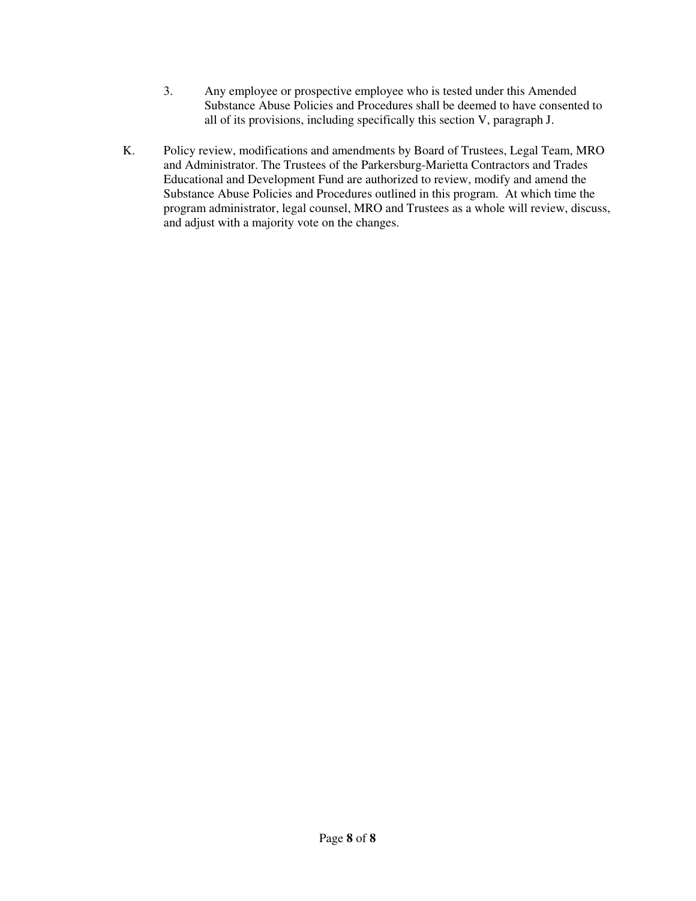3. Any employee or prospective employee who is tested under this Amended Substance Abuse Policies and Procedures shall be deemed to have consented to all of its provisions, including specifically this section V, paragraph J.

K. Policy review, modifications and amendments by Board of Trustees, Legal Team, MRO and Administrator. The Trustees of the Parkersburg-Marietta Contractors and Trades Educational and Development Fund are authorized to review, modify and amend the Substance Abuse Policies and Procedures outlined in this program. At which time the program administrator, legal counsel, MRO and Trustees as a whole will review, discuss, and adjust with a majority vote on the changes.